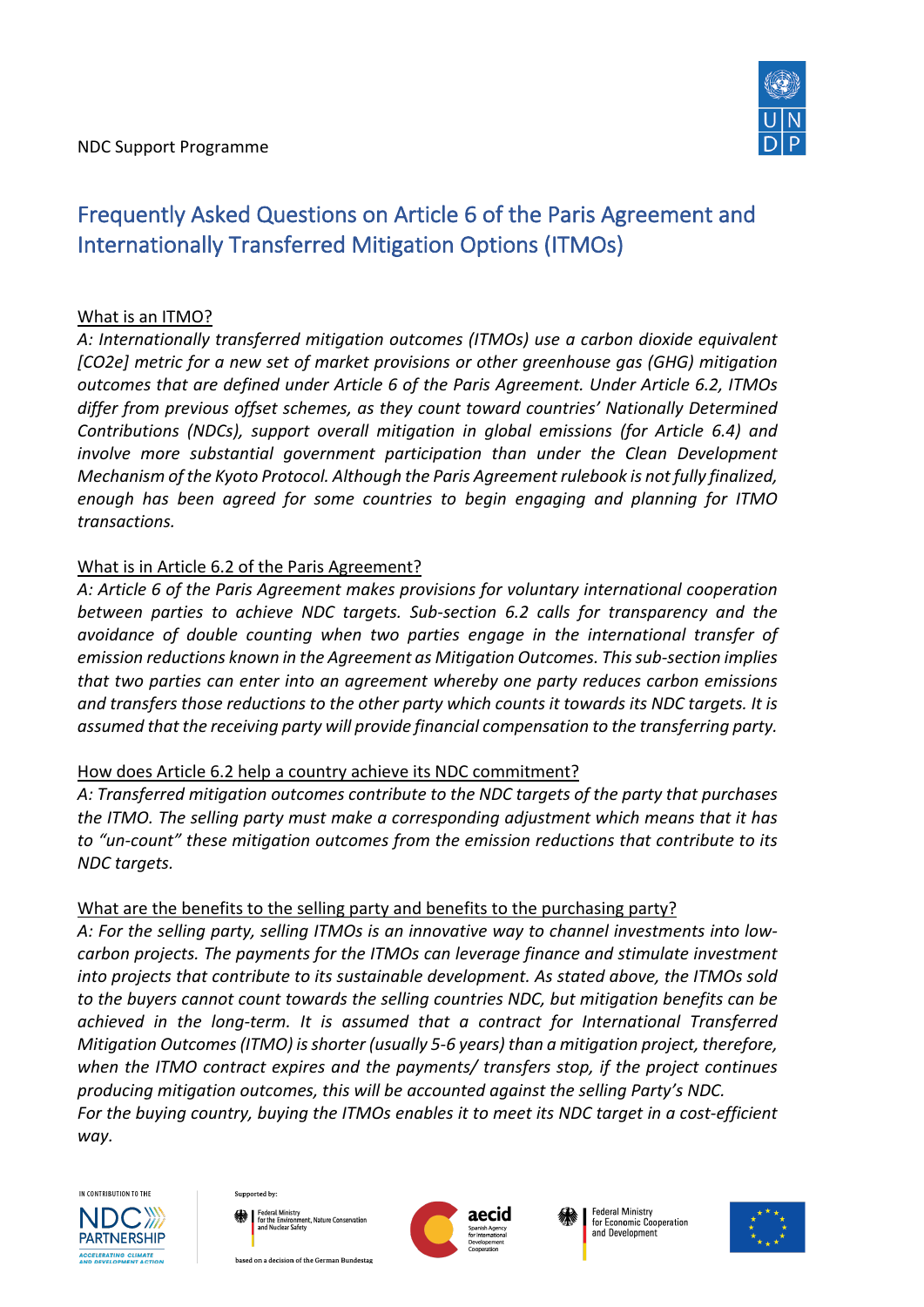NDC Support Programme

# Frequently Asked Questions on Article 6 of the Paris Agreement and Internationally Transferred Mitigation Options (ITMOs)

## What is an ITMO?

*A: Internationally transferred mitigation outcomes (ITMOs) use a carbon dioxide equivalent [CO2e] metric for a new set of market provisions or other greenhouse gas (GHG) mitigation outcomes that are defined under Article 6 of the Paris Agreement. Under Article 6.2, ITMOs differ from previous offset schemes, as they count toward countries' Nationally Determined Contributions (NDCs), support overall mitigation in global emissions (for Article 6.4) and involve more substantial government participation than under the Clean Development Mechanism of the Kyoto Protocol. Although the Paris Agreement rulebook is not fully finalized, enough has been agreed for some countries to begin engaging and planning for ITMO transactions.*

## What is in Article 6.2 of the Paris Agreement?

*A: Article 6 of the Paris Agreement makes provisions for voluntary international cooperation between parties to achieve NDC targets. Sub-section 6.2 calls for transparency and the avoidance of double counting when two parties engage in the international transfer of emission reductions known in the Agreement as Mitigation Outcomes. This sub-section implies that two parties can enter into an agreement whereby one party reduces carbon emissions and transfers those reductions to the other party which counts it towards its NDC targets. It is assumed that the receiving party will provide financial compensation to the transferring party.*

## How does Article 6.2 help a country achieve its NDC commitment?

*A: Transferred mitigation outcomes contribute to the NDC targets of the party that purchases the ITMO. The selling party must make a corresponding adjustment which means that it has to "un-count" these mitigation outcomes from the emission reductions that contribute to its NDC targets.*

## What are the benefits to the selling party and benefits to the purchasing party?

*A: For the selling party, selling ITMOs is an innovative way to channel investments into low-carbon projects. The payments for the ITMOs can leverage finance and stimulate investment into projects that contribute to its sustainable development. As stated above, the ITMOs sold to the buyers cannot count towards the selling countries NDC, but mitigation benefits can be achieved in the long-term. It is assumed that a contract for International Transferred Mitigation Outcomes (ITMO) is shorter (usually 5-6 years) than a mitigation project, therefore, when the ITMO contract expires and the payments/ transfers stop, if the project continues producing mitigation outcomes, this will be accounted against the selling Party's NDC.*

*For the buying country, buying the ITMOs enables it to meet its NDC target in a cost-efficient way.*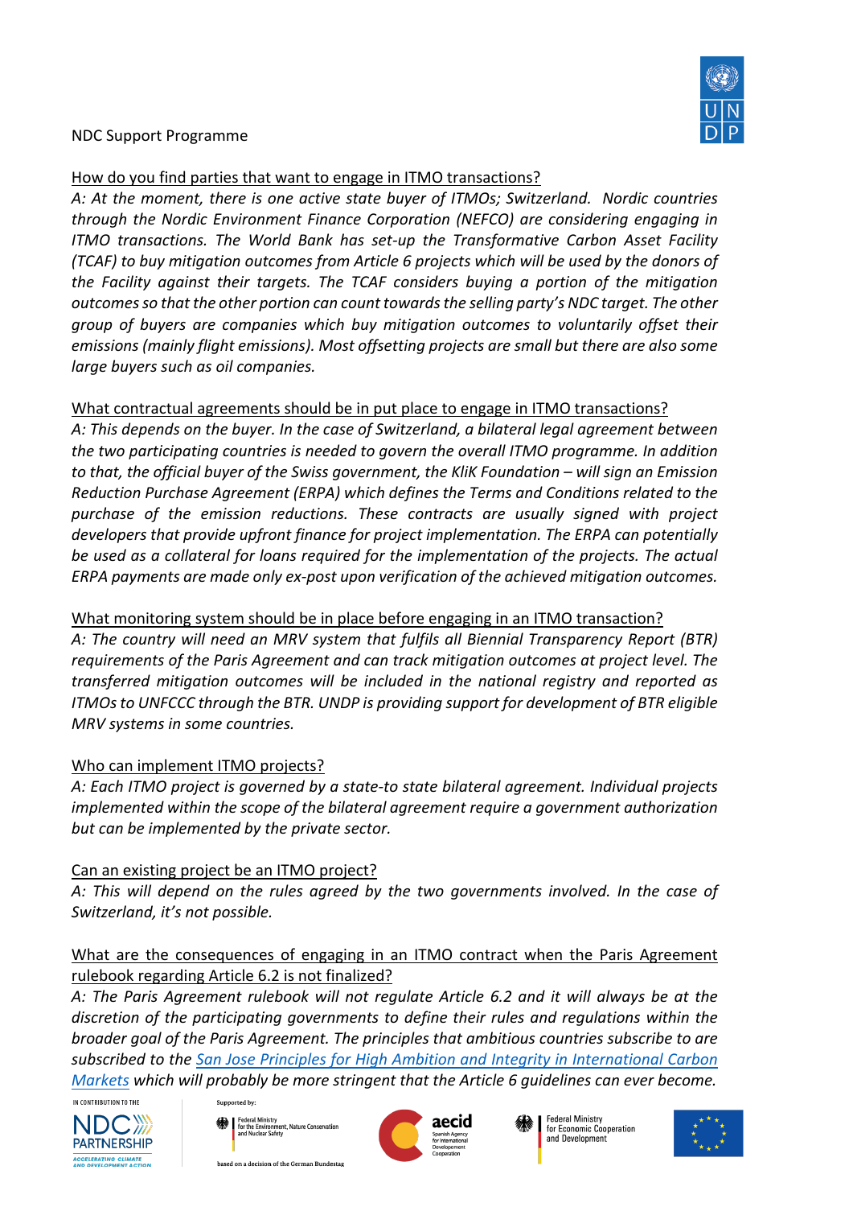NDC Support Programme

How do you find parties that want to engage in ITMO transactions?

*A: At the moment, there is one active state buyer of ITMOs; Switzerland. Nordic countries through the Nordic Environment Finance Corporation (NEFCO) are considering engaging in ITMO transactions. The World Bank has set-up the Transformative Carbon Asset Facility (TCAF) to buy mitigation outcomes from Article 6 projects which will be used by the donors of the Facility against their targets. The TCAF considers buying a portion of the mitigation outcomes so that the other portion can count towards the selling party's NDC target. The other group of buyers are companies which buy mitigation outcomes to voluntarily offset their emissions (mainly flight emissions). Most offsetting projects are small but there are also some large buyers such as oil companies.*

What contractual agreements should be in put place to engage in ITMO transactions?

*A: This depends on the buyer. In the case of Switzerland, a bilateral legal agreement between the two participating countries is needed to govern the overall ITMO programme. In addition to that, the official buyer of the Swiss government, the KliK Foundation – will sign an Emission Reduction Purchase Agreement (ERPA) which defines the Terms and Conditions related to the purchase of the emission reductions. These contracts are usually signed with project developers that provide upfront finance for project implementation. The ERPA can potentially be used as a collateral for loans required for the implementation of the projects. The actual ERPA payments are made only ex-post upon verification of the achieved mitigation outcomes.*

What monitoring system should be in place before engaging in an ITMO transaction?

*A: The country will need an MRV system that fulfils all Biennial Transparency Report (BTR) requirements of the Paris Agreement and can track mitigation outcomes at project level. The transferred mitigation outcomes will be included in the national registry and reported as ITMOs to UNFCCC through the BTR. UNDP is providing support for development of BTR eligible MRV systems in some countries.*

Who can implement ITMO projects?

*A: Each ITMO project is governed by a state-to state bilateral agreement. Individual projects implemented within the scope of the bilateral agreement require a government authorization but can be implemented by the private sector.*

Can an existing project be an ITMO project?

*A: This will depend on the rules agreed by the two governments involved. In the case of Switzerland, it's not possible.*

What are the consequences of engaging in an ITMO contract when the Paris Agreement rulebook regarding Article 6.2 is not finalized?

*A: The Paris Agreement rulebook will not regulate Article 6.2 and it will always be at the discretion of the participating governments to define their rules and regulations within the broader goal of the Paris Agreement. The principles that ambitious countries subscribe to are subscribed to the San Jose Principles for High Ambition and Integrity in International Carbon Markets which will probably be more stringent that the Article 6 guidelines can ever become.*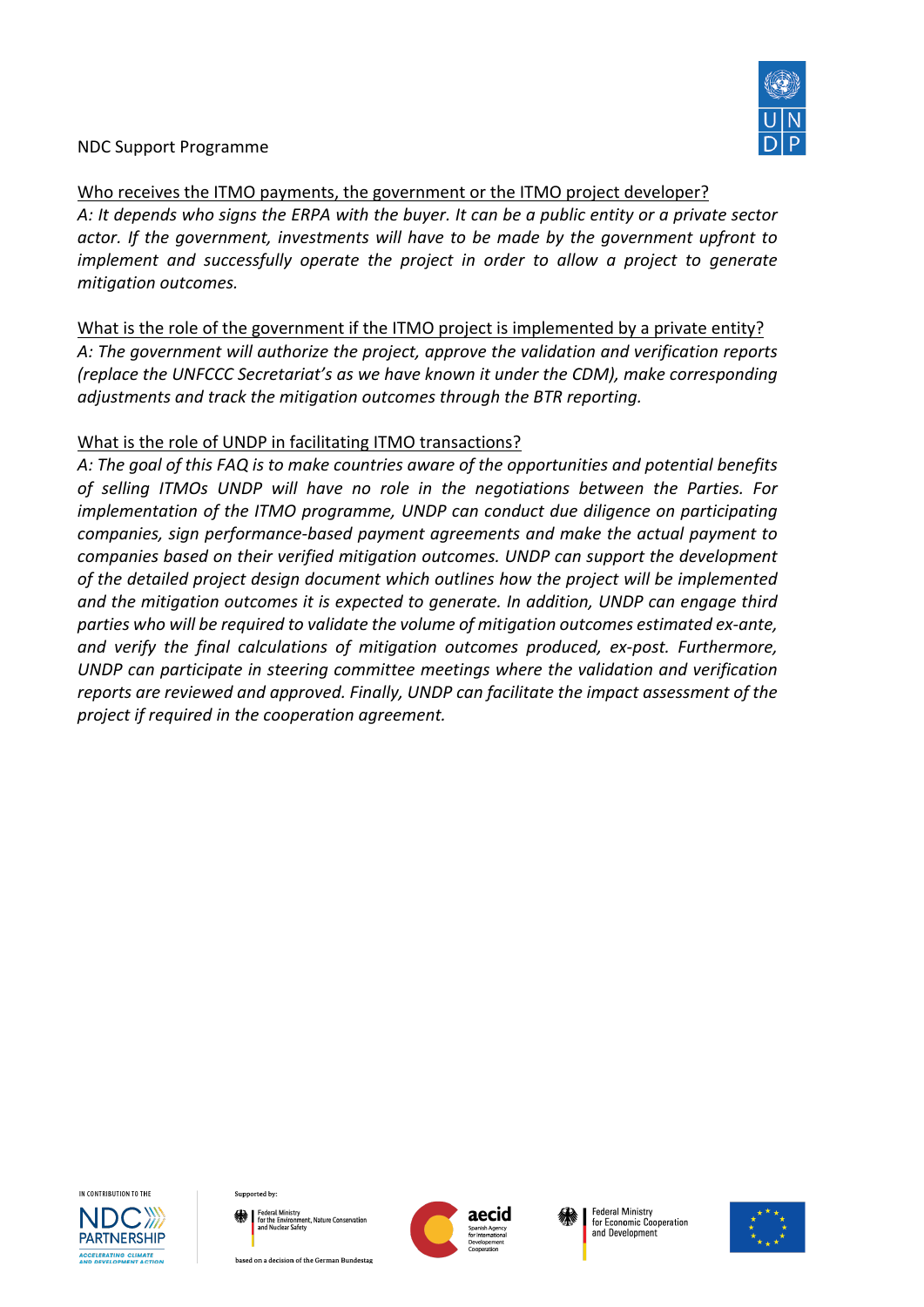NDC Support Programme

<u>Who receives the ITMO payments, the government or the ITMO project developer?</u>

*A: It depends who signs the ERPA with the buyer. It can be a public entity or a private sector actor. If the government, investments will have to be made by the government upfront to implement and successfully operate the project in order to allow a project to generate mitigation outcomes.*

<u>What is the role of the government if the ITMO project is implemented by a private entity?</u>

*A: The government will authorize the project, approve the validation and verification reports (replace the UNFCCC Secretariat's as we have known it under the CDM), make corresponding adjustments and track the mitigation outcomes through the BTR reporting.*

<u>What is the role of UNDP in facilitating ITMO transactions?</u>

*A: The goal of this FAQ is to make countries aware of the opportunities and potential benefits of selling ITMOs UNDP will have no role in the negotiations between the Parties. For implementation of the ITMO programme, UNDP can conduct due diligence on participating companies, sign performance-based payment agreements and make the actual payment to companies based on their verified mitigation outcomes. UNDP can support the development of the detailed project design document which outlines how the project will be implemented and the mitigation outcomes it is expected to generate. In addition, UNDP can engage third parties who will be required to validate the volume of mitigation outcomes estimated ex-ante, and verify the final calculations of mitigation outcomes produced, ex-post. Furthermore, UNDP can participate in steering committee meetings where the validation and verification reports are reviewed and approved. Finally, UNDP can facilitate the impact assessment of the project if required in the cooperation agreement.*